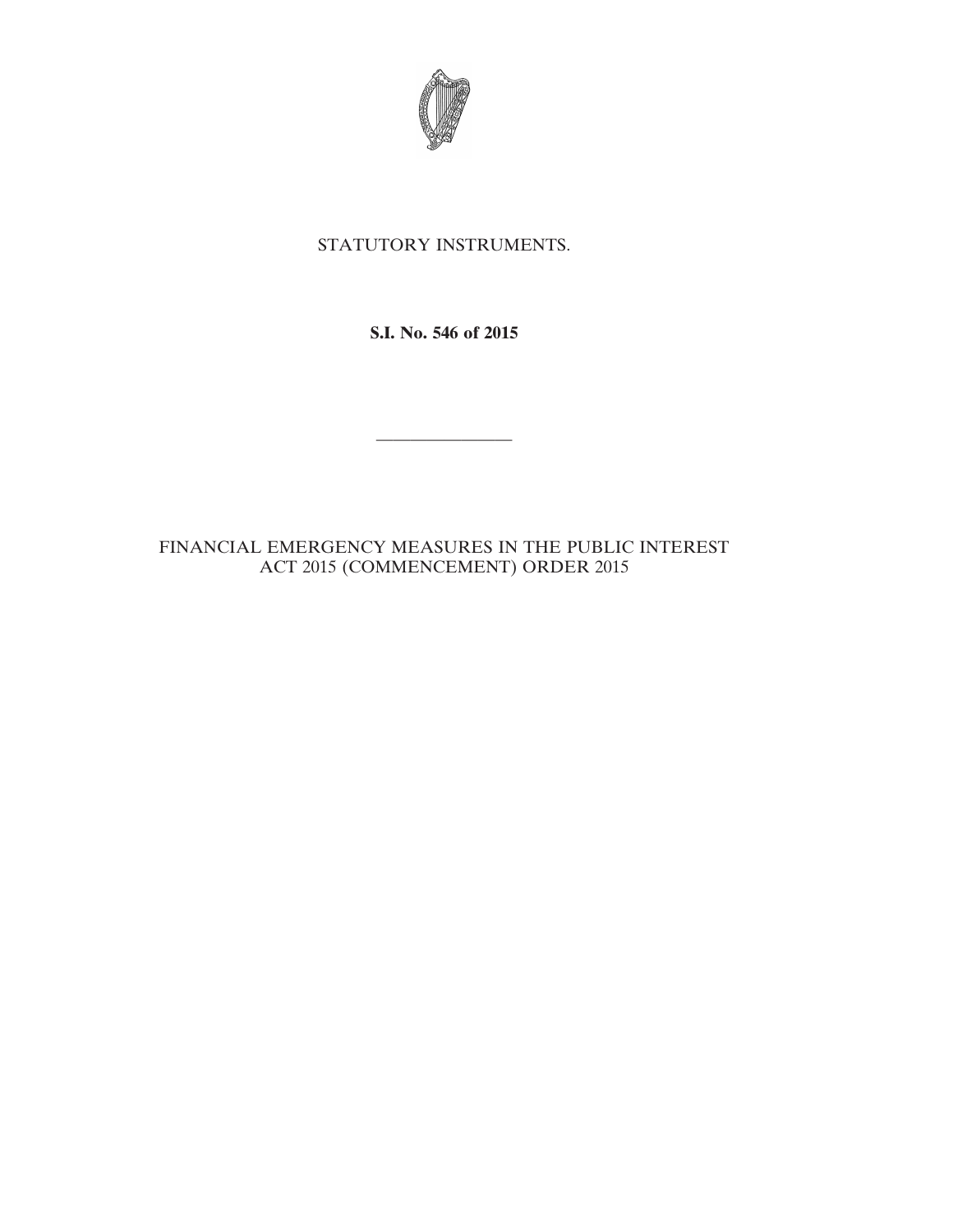STATUTORY INSTRUMENTS.

**S.I. No. 546 of 2015**

---

FINANCIAL EMERGENCY MEASURES IN THE PUBLIC INTEREST ACT 2015 (COMMENCEMENT) ORDER 2015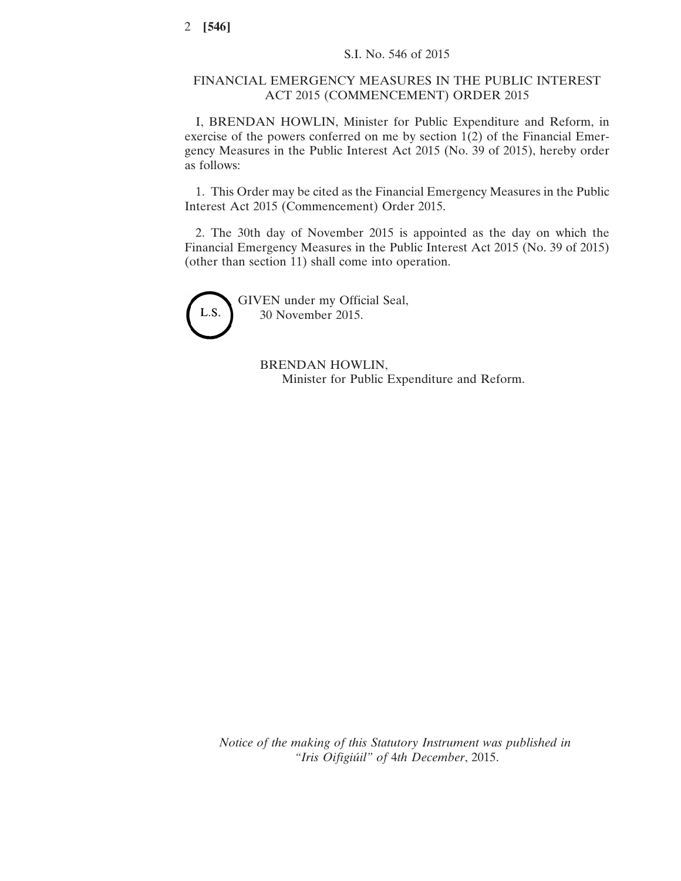S.I. No. 546 of 2015

# FINANCIAL EMERGENCY MEASURES IN THE PUBLIC INTEREST ACT 2015 (COMMENCEMENT) ORDER 2015

I, BRENDAN HOWLIN, Minister for Public Expenditure and Reform, in exercise of the powers conferred on me by section 1(2) of the Financial Emergency Measures in the Public Interest Act 2015 (No. 39 of 2015), hereby order as follows:

1. This Order may be cited as the Financial Emergency Measures in the Public Interest Act 2015 (Commencement) Order 2015.

2. The 30th day of November 2015 is appointed as the day on which the Financial Emergency Measures in the Public Interest Act 2015 (No. 39 of 2015) (other than section 11) shall come into operation.

L.S.

GIVEN under my Official Seal,
30 November 2015.

BRENDAN HOWLIN,
Minister for Public Expenditure and Reform.

*Notice of the making of this Statutory Instrument was published in "Iris Oifigiúil" of 4th December, 2015.*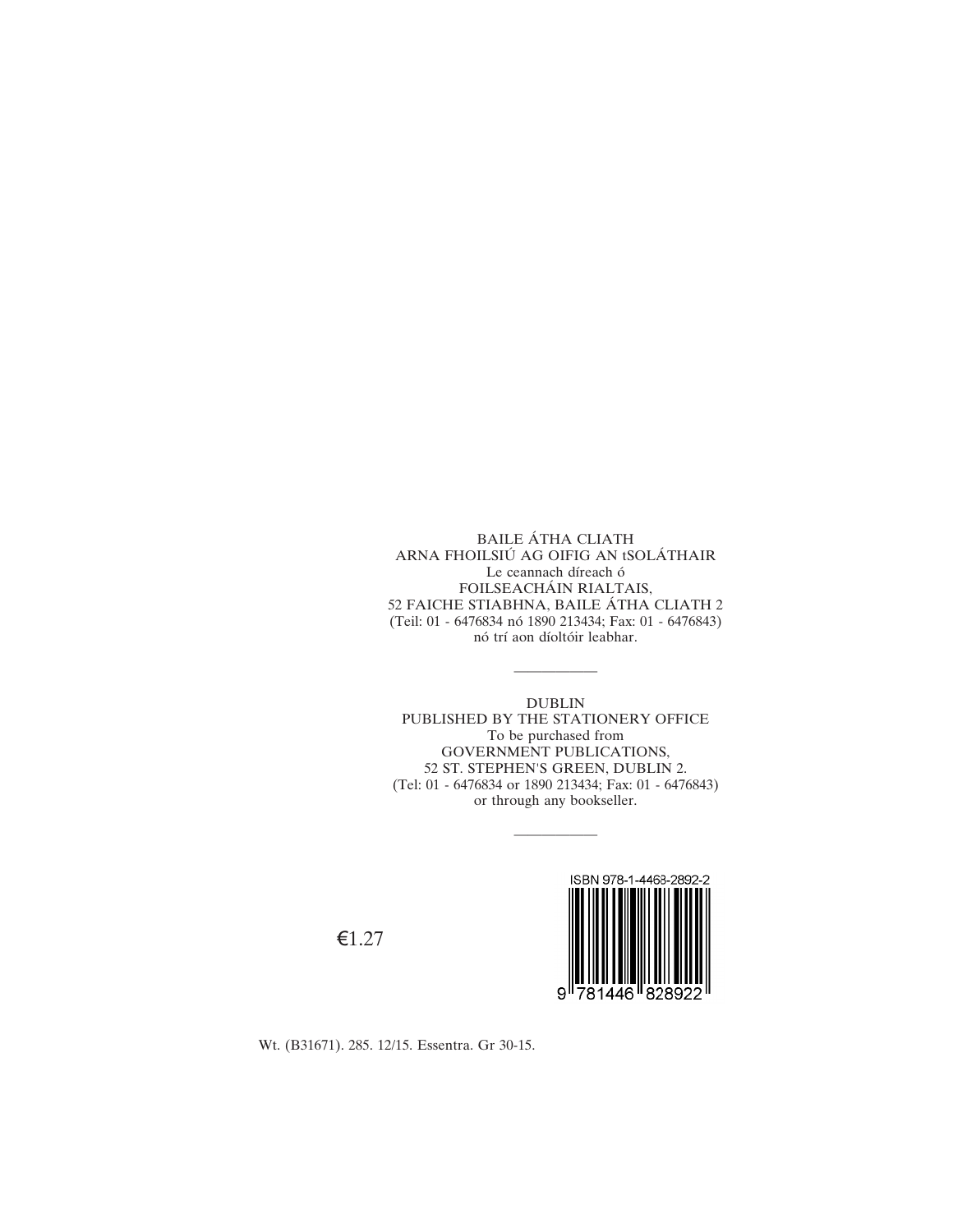BAILE ÁTHA CLIATH
ARNA FHOILSIÚ AG OIFIG AN tSOLÁTHAIR
Le ceannach díreach ó
FOILSEACHÁIN RIALTAIS,
52 FAICHE STIABHNA, BAILE ÁTHA CLIATH 2
(Teil: 01 - 6476834 nó 1890 213434; Fax: 01 - 6476843)
nó trí aon díoltóir leabhar.

---

DUBLIN
PUBLISHED BY THE STATIONERY OFFICE
To be purchased from
GOVERNMENT PUBLICATIONS,
52 ST. STEPHEN'S GREEN, DUBLIN 2.
(Tel: 01 - 6476834 or 1890 213434; Fax: 01 - 6476843)
or through any bookseller.

---

€1.27

ISBN 978-1-4468-2892-2

9 781446 828922

Wt. (B31671). 285. 12/15. Essentra. Gr 30-15.